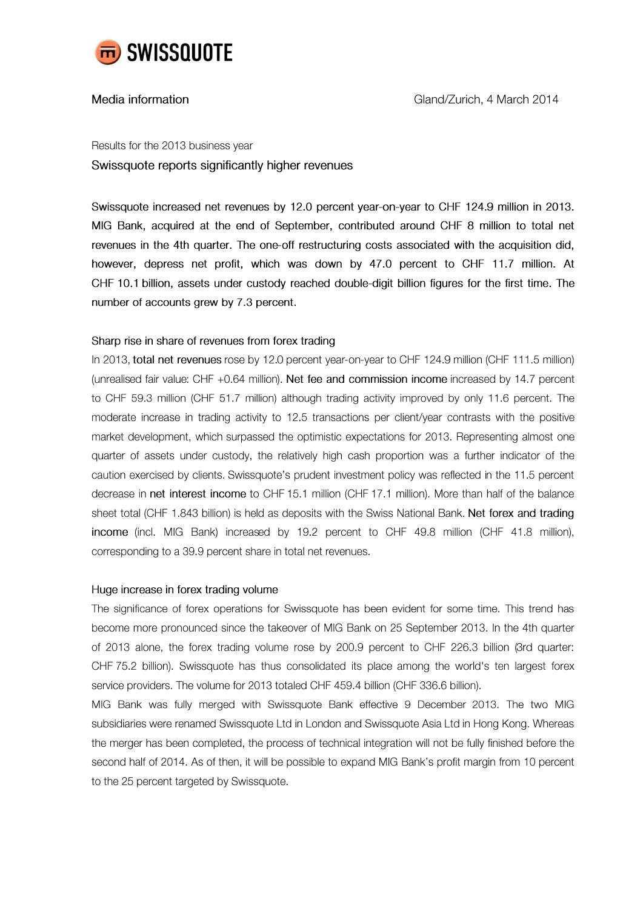SWISSQUOTE

Media information

Gland/Zurich, 4 March 2014

Results for the 2013 business year

## Swissquote reports significantly higher revenues

Swissquote increased net revenues by 12.0 percent year-on-year to CHF 124.9 million in 2013. MIG Bank, acquired at the end of September, contributed around CHF 8 million to total net revenues in the 4th quarter. The one-off restructuring costs associated with the acquisition did, however, depress net profit, which was down by 47.0 percent to CHF 11.7 million. At CHF 10.1 billion, assets under custody reached double-digit billion figures for the first time. The number of accounts grew by 7.3 percent.

### Sharp rise in share of revenues from forex trading

In 2013, total net revenues rose by 12.0 percent year-on-year to CHF 124.9 million (CHF 111.5 million) (unrealised fair value: CHF +0.64 million). Net fee and commission income increased by 14.7 percent to CHF 59.3 million (CHF 51.7 million) although trading activity improved by only 11.6 percent. The moderate increase in trading activity to 12.5 transactions per client/year contrasts with the positive market development, which surpassed the optimistic expectations for 2013. Representing almost one quarter of assets under custody, the relatively high cash proportion was a further indicator of the caution exercised by clients. Swissquote's prudent investment policy was reflected in the 11.5 percent decrease in net interest income to CHF 15.1 million (CHF 17.1 million). More than half of the balance sheet total (CHF 1.843 billion) is held as deposits with the Swiss National Bank. Net forex and trading income (incl. MIG Bank) increased by 19.2 percent to CHF 49.8 million (CHF 41.8 million), corresponding to a 39.9 percent share in total net revenues.

### Huge increase in forex trading volume

The significance of forex operations for Swissquote has been evident for some time. This trend has become more pronounced since the takeover of MIG Bank on 25 September 2013. In the 4th quarter of 2013 alone, the forex trading volume rose by 200.9 percent to CHF 226.3 billion (3rd quarter: CHF 75.2 billion). Swissquote has thus consolidated its place among the world's ten largest forex service providers. The volume for 2013 totaled CHF 459.4 billion (CHF 336.6 billion).

MIG Bank was fully merged with Swissquote Bank effective 9 December 2013. The two MIG subsidiaries were renamed Swissquote Ltd in London and Swissquote Asia Ltd in Hong Kong. Whereas the merger has been completed, the process of technical integration will not be fully finished before the second half of 2014. As of then, it will be possible to expand MIG Bank's profit margin from 10 percent to the 25 percent targeted by Swissquote.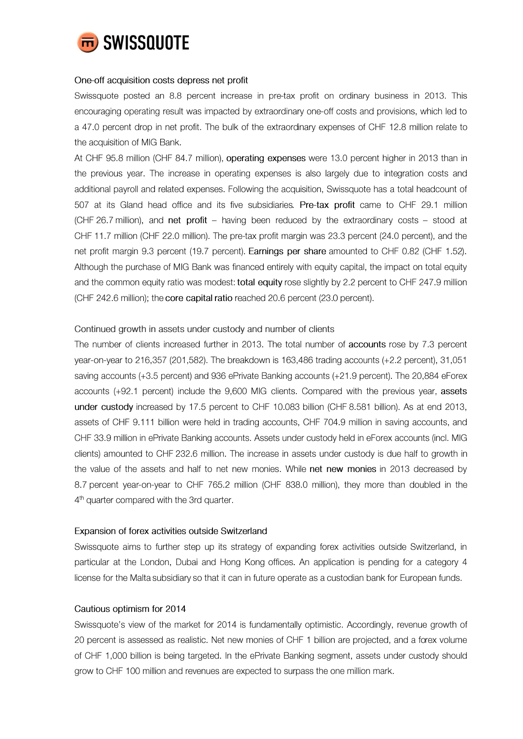## One-off acquisition costs depress net profit

Swissquote posted an 8.8 percent increase in pre-tax profit on ordinary business in 2013. This encouraging operating result was impacted by extraordinary one-off costs and provisions, which led to a 47.0 percent drop in net profit. The bulk of the extraordinary expenses of CHF 12.8 million relate to the acquisition of MIG Bank.

At CHF 95.8 million (CHF 84.7 million), **operating expenses** were 13.0 percent higher in 2013 than in the previous year. The increase in operating expenses is also largely due to integration costs and additional payroll and related expenses. Following the acquisition, Swissquote has a total headcount of 507 at its Gland head office and its five subsidiaries. **Pre-tax profit** came to CHF 29.1 million (CHF 26.7 million), and **net profit** – having been reduced by the extraordinary costs – stood at CHF 11.7 million (CHF 22.0 million). The pre-tax profit margin was 23.3 percent (24.0 percent), and the net profit margin 9.3 percent (19.7 percent). **Earnings per share** amounted to CHF 0.82 (CHF 1.52). Although the purchase of MIG Bank was financed entirely with equity capital, the impact on total equity and the common equity ratio was modest: **total equity** rose slightly by 2.2 percent to CHF 247.9 million (CHF 242.6 million); the **core capital ratio** reached 20.6 percent (23.0 percent).

## Continued growth in assets under custody and number of clients

The number of clients increased further in 2013. The total number of **accounts** rose by 7.3 percent year-on-year to 216,357 (201,582). The breakdown is 163,486 trading accounts (+2.2 percent), 31,051 saving accounts (+3.5 percent) and 936 ePrivate Banking accounts (+21.9 percent). The 20,884 eForex accounts (+92.1 percent) include the 9,600 MIG clients. Compared with the previous year, **assets under custody** increased by 17.5 percent to CHF 10.083 billion (CHF 8.581 billion). As at end 2013, assets of CHF 9.111 billion were held in trading accounts, CHF 704.9 million in saving accounts, and CHF 33.9 million in ePrivate Banking accounts. Assets under custody held in eForex accounts (incl. MIG clients) amounted to CHF 232.6 million. The increase in assets under custody is due half to growth in the value of the assets and half to net new monies. While **net new monies** in 2013 decreased by 8.7 percent year-on-year to CHF 765.2 million (CHF 838.0 million), they more than doubled in the 4th quarter compared with the 3rd quarter.

## Expansion of forex activities outside Switzerland

Swissquote aims to further step up its strategy of expanding forex activities outside Switzerland, in particular at the London, Dubai and Hong Kong offices. An application is pending for a category 4 license for the Malta subsidiary so that it can in future operate as a custodian bank for European funds.

## Cautious optimism for 2014

Swissquote's view of the market for 2014 is fundamentally optimistic. Accordingly, revenue growth of 20 percent is assessed as realistic. Net new monies of CHF 1 billion are projected, and a forex volume of CHF 1,000 billion is being targeted. In the ePrivate Banking segment, assets under custody should grow to CHF 100 million and revenues are expected to surpass the one million mark.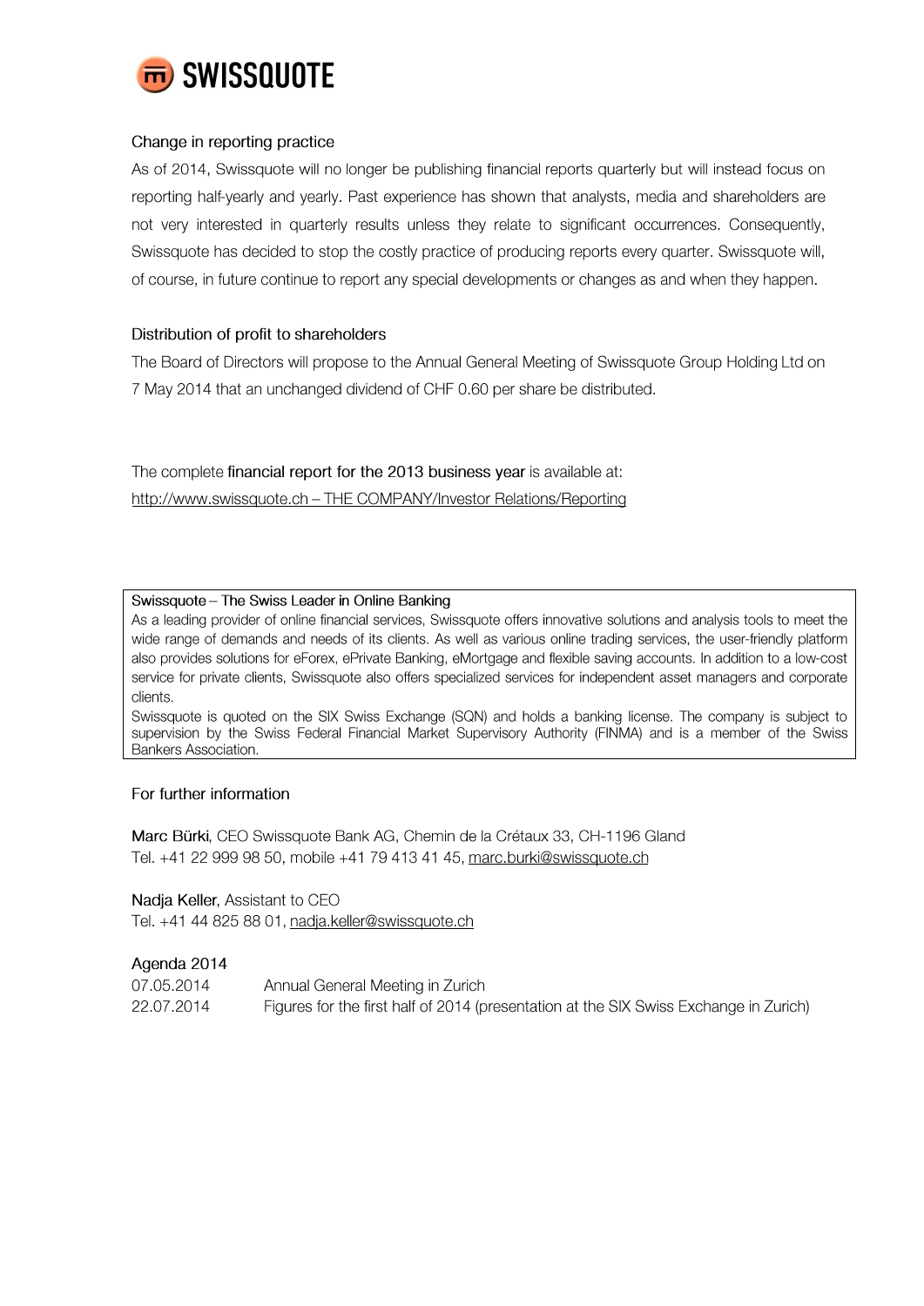## Change in reporting practice

As of 2014, Swissquote will no longer be publishing financial reports quarterly but will instead focus on reporting half-yearly and yearly. Past experience has shown that analysts, media and shareholders are not very interested in quarterly results unless they relate to significant occurrences. Consequently, Swissquote has decided to stop the costly practice of producing reports every quarter. Swissquote will, of course, in future continue to report any special developments or changes as and when they happen.

## Distribution of profit to shareholders

The Board of Directors will propose to the Annual General Meeting of Swissquote Group Holding Ltd on 7 May 2014 that an unchanged dividend of CHF 0.60 per share be distributed.

The complete **financial report for the 2013 business year** is available at:
http://www.swissquote.ch – THE COMPANY/Investor Relations/Reporting

**Swissquote – The Swiss Leader in Online Banking**

As a leading provider of online financial services, Swissquote offers innovative solutions and analysis tools to meet the wide range of demands and needs of its clients. As well as various online trading services, the user-friendly platform also provides solutions for eForex, ePrivate Banking, eMortgage and flexible saving accounts. In addition to a low-cost service for private clients, Swissquote also offers specialized services for independent asset managers and corporate clients.

Swissquote is quoted on the SIX Swiss Exchange (SQN) and holds a banking license. The company is subject to supervision by the Swiss Federal Financial Market Supervisory Authority (FINMA) and is a member of the Swiss Bankers Association.

## For further information

**Marc Bürki**, CEO Swissquote Bank AG, Chemin de la Crétaux 33, CH-1196 Gland
Tel. +41 22 999 98 50, mobile +41 79 413 41 45, marc.burki@swissquote.ch

**Nadja Keller**, Assistant to CEO
Tel. +41 44 825 88 01, nadja.keller@swissquote.ch

## Agenda 2014

| | |
|---|---|
| 07.05.2014 | Annual General Meeting in Zurich |
| 22.07.2014 | Figures for the first half of 2014 (presentation at the SIX Swiss Exchange in Zurich) |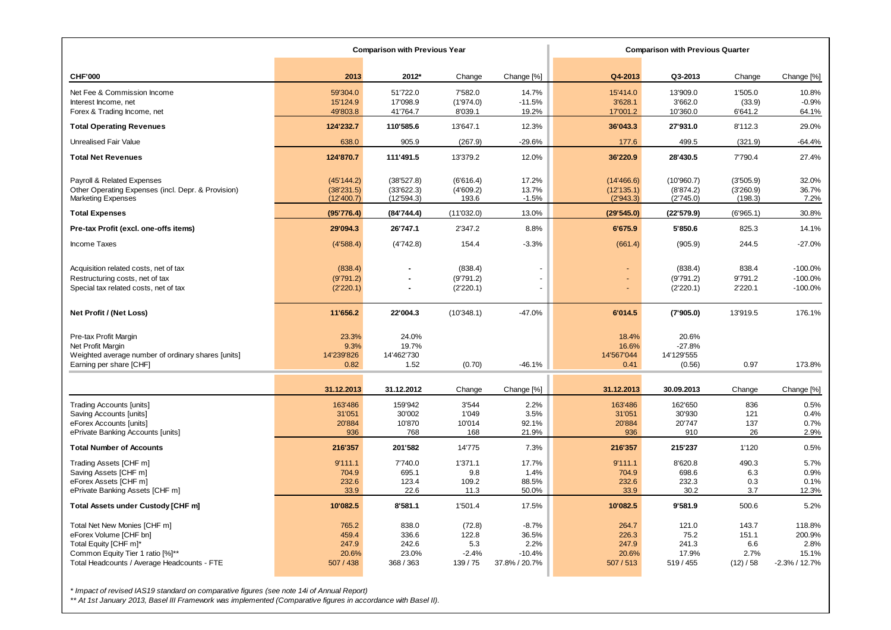| | Comparison with Previous Year | | | | Comparison with Previous Quarter | | | |
|---|---|---|---|---|---|---|---|---|
| **CHF'000** | **2013** | **2012*** | Change | Change [%] | **Q4-2013** | **Q3-2013** | Change | Change [%] |
| Net Fee & Commission Income | 59'304.0 | 51'722.0 | 7'582.0 | 14.7% | 15'414.0 | 13'909.0 | 1'505.0 | 10.8% |
| Interest Income, net | 15'124.9 | 17'098.9 | (1'974.0) | -11.5% | 3'628.1 | 3'662.0 | (33.9) | -0.9% |
| Forex & Trading Income, net | 49'803.8 | 41'764.7 | 8'039.1 | 19.2% | 17'001.2 | 10'360.0 | 6'641.2 | 64.1% |
| **Total Operating Revenues** | **124'232.7** | **110'585.6** | 13'647.1 | 12.3% | **36'043.3** | **27'931.0** | 8'112.3 | 29.0% |
| Unrealised Fair Value | 638.0 | 905.9 | (267.9) | -29.6% | 177.6 | 499.5 | (321.9) | -64.4% |
| **Total Net Revenues** | **124'870.7** | **111'491.5** | 13'379.2 | 12.0% | **36'220.9** | **28'430.5** | 7'790.4 | 27.4% |
| Payroll & Related Expenses | (45'144.2) | (38'527.8) | (6'616.4) | 17.2% | (14'466.6) | (10'960.7) | (3'505.9) | 32.0% |
| Other Operating Expenses (incl. Depr. & Provision) | (38'231.5) | (33'622.3) | (4'609.2) | 13.7% | (12'135.1) | (8'874.2) | (3'260.9) | 36.7% |
| Marketing Expenses | (12'400.7) | (12'594.3) | 193.6 | -1.5% | (2'943.3) | (2'745.0) | (198.3) | 7.2% |
| **Total Expenses** | **(95'776.4)** | **(84'744.4)** | (11'032.0) | 13.0% | **(29'545.0)** | **(22'579.9)** | (6'965.1) | 30.8% |
| **Pre-tax Profit (excl. one-offs items)** | **29'094.3** | **26'747.1** | 2'347.2 | 8.8% | **6'675.9** | **5'850.6** | 825.3 | 14.1% |
| Income Taxes | (4'588.4) | (4'742.8) | 154.4 | -3.3% | (661.4) | (905.9) | 244.5 | -27.0% |
| Acquisition related costs, net of tax | (838.4) | - | (838.4) | - | - | (838.4) | 838.4 | -100.0% |
| Restructuring costs, net of tax | (9'791.2) | - | (9'791.2) | - | - | (9'791.2) | 9'791.2 | -100.0% |
| Special tax related costs, net of tax | (2'220.1) | - | (2'220.1) | - | - | (2'220.1) | 2'220.1 | -100.0% |
| **Net Profit / (Net Loss)** | **11'656.2** | **22'004.3** | (10'348.1) | -47.0% | **6'014.5** | **(7'905.0)** | 13'919.5 | 176.1% |
| Pre-tax Profit Margin | 23.3% | 24.0% | | | 18.4% | 20.6% | | |
| Net Profit Margin | 9.3% | 19.7% | | | 16.6% | -27.8% | | |
| Weighted average number of ordinary shares [units] | 14'239'826 | 14'462'730 | | | 14'567'044 | 14'129'555 | | |
| Earning per share [CHF] | 0.82 | 1.52 | (0.70) | -46.1% | 0.41 | (0.56) | 0.97 | 173.8% |
| | **31.12.2013** | **31.12.2012** | Change | Change [%] | **31.12.2013** | **30.09.2013** | Change | Change [%] |
| Trading Accounts [units] | 163'486 | 159'942 | 3'544 | 2.2% | 163'486 | 162'650 | 836 | 0.5% |
| Saving Accounts [units] | 31'051 | 30'002 | 1'049 | 3.5% | 31'051 | 30'930 | 121 | 0.4% |
| eForex Accounts [units] | 20'884 | 10'870 | 10'014 | 92.1% | 20'884 | 20'747 | 137 | 0.7% |
| ePrivate Banking Accounts [units] | 936 | 768 | 168 | 21.9% | 936 | 910 | 26 | 2.9% |
| **Total Number of Accounts** | **216'357** | **201'582** | 14'775 | 7.3% | **216'357** | **215'237** | 1'120 | 0.5% |
| Trading Assets [CHF m] | 9'111.1 | 7'740.0 | 1'371.1 | 17.7% | 9'111.1 | 8'620.8 | 490.3 | 5.7% |
| Saving Assets [CHF m] | 704.9 | 695.1 | 9.8 | 1.4% | 704.9 | 698.6 | 6.3 | 0.9% |
| eForex Assets [CHF m] | 232.6 | 123.4 | 109.2 | 88.5% | 232.6 | 232.3 | 0.3 | 0.1% |
| ePrivate Banking Assets [CHF m] | 33.9 | 22.6 | 11.3 | 50.0% | 33.9 | 30.2 | 3.7 | 12.3% |
| **Total Assets under Custody [CHF m]** | **10'082.5** | **8'581.1** | 1'501.4 | 17.5% | **10'082.5** | **9'581.9** | 500.6 | 5.2% |
| Total Net New Monies [CHF m] | 765.2 | 838.0 | (72.8) | -8.7% | 264.7 | 121.0 | 143.7 | 118.8% |
| eForex Volume [CHF bn] | 459.4 | 336.6 | 122.8 | 36.5% | 226.3 | 75.2 | 151.1 | 200.9% |
| Total Equity [CHF m]* | 247.9 | 242.6 | 5.3 | 2.2% | 247.9 | 241.3 | 6.6 | 2.8% |
| Common Equity Tier 1 ratio [%]** | 20.6% | 23.0% | -2.4% | -10.4% | 20.6% | 17.9% | 2.7% | 15.1% |
| Total Headcounts / Average Headcounts - FTE | 507 / 438 | 368 / 363 | 139 / 75 | 37.8% / 20.7% | 507 / 513 | 519 / 455 | (12) / 58 | -2.3% / 12.7% |

*\* Impact of revised IAS19 standard on comparative figures (see note 14i of Annual Report)*

*\*\* At 1st January 2013, Basel III Framework was implemented (Comparative figures in accordance with Basel II).*